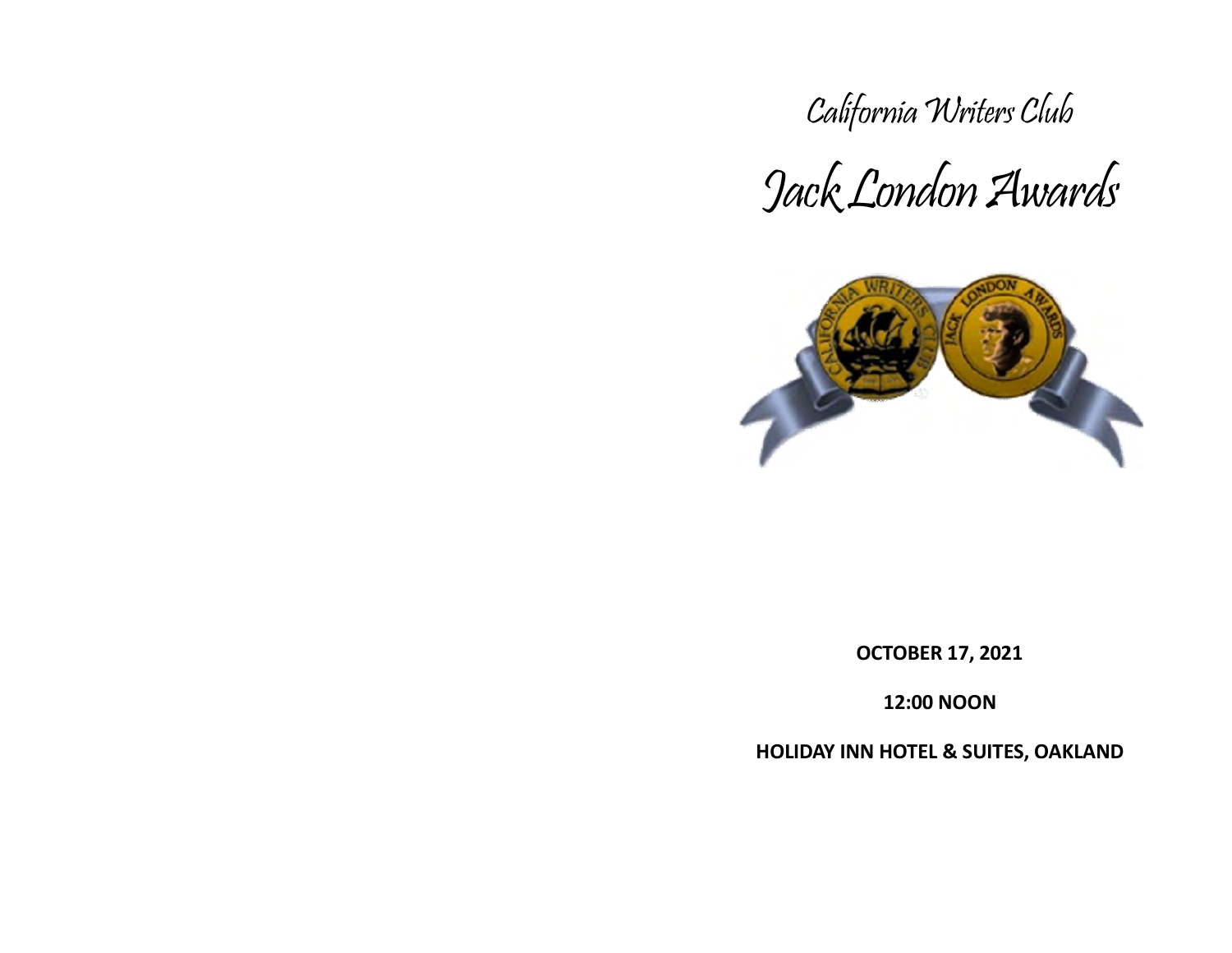# California Writers Club

# Jack London Awards

**OCTOBER 17, 2021**

**12:00 NOON**

**HOLIDAY INN HOTEL & SUITES, OAKLAND**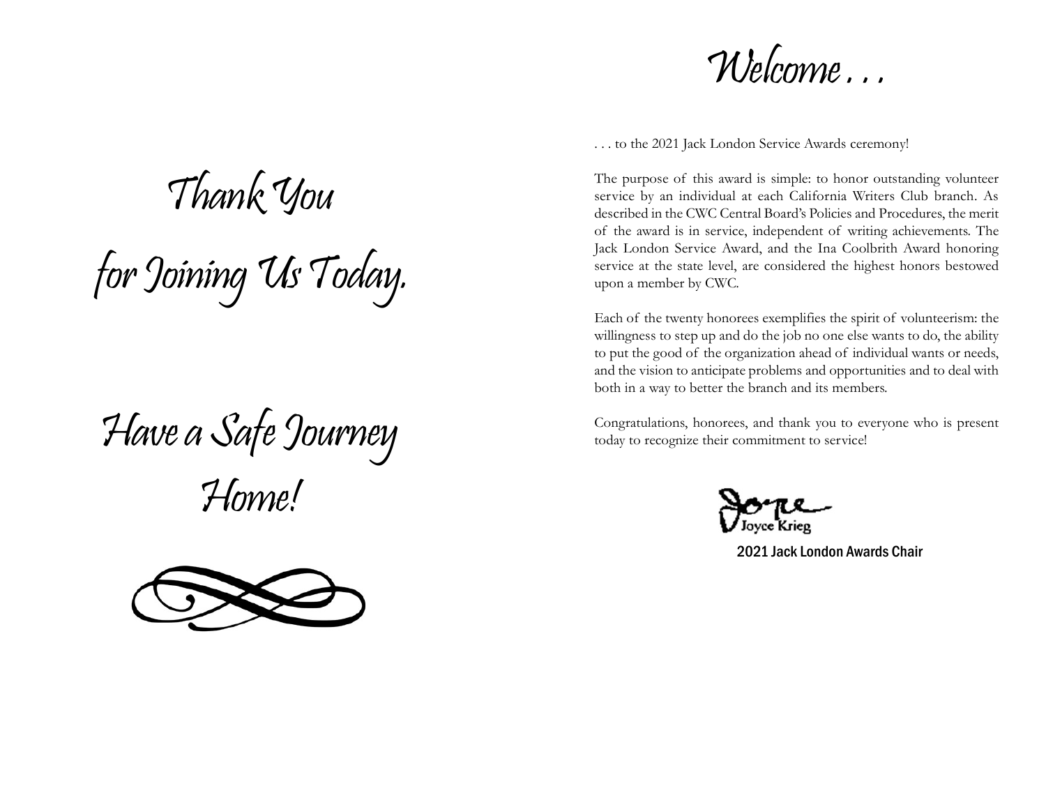# Thank You for Joining Us Today.

# Have a Safe Journey Home!

# Welcome . . .

. . . to the 2021 Jack London Service Awards ceremony!

The purpose of this award is simple: to honor outstanding volunteer service by an individual at each California Writers Club branch. As described in the CWC Central Board's Policies and Procedures, the merit of the award is in service, independent of writing achievements. The Jack London Service Award, and the Ina Coolbrith Award honoring service at the state level, are considered the highest honors bestowed upon a member by CWC.

Each of the twenty honorees exemplifies the spirit of volunteerism: the willingness to step up and do the job no one else wants to do, the ability to put the good of the organization ahead of individual wants or needs, and the vision to anticipate problems and opportunities and to deal with both in a way to better the branch and its members.

Congratulations, honorees, and thank you to everyone who is present today to recognize their commitment to service!

Joyce Krieg

2021 Jack London Awards Chair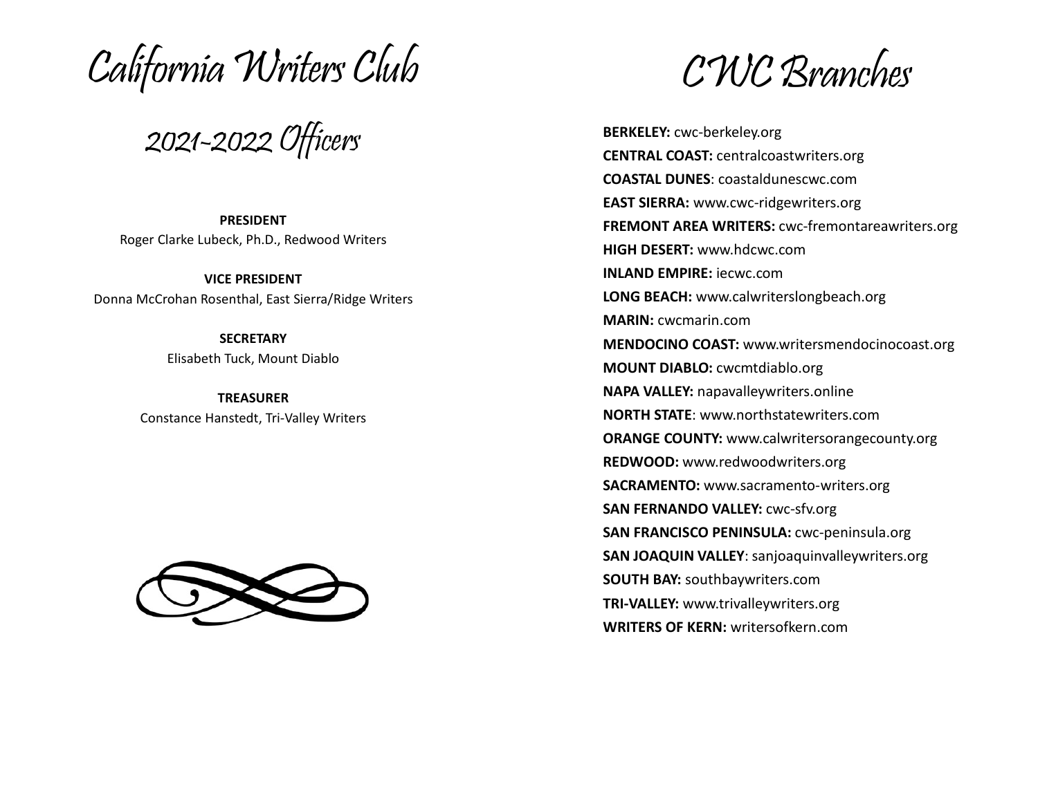# California Writers Club

## 2021-2022 Officers

**PRESIDENT**
Roger Clarke Lubeck, Ph.D., Redwood Writers

**VICE PRESIDENT**
Donna McCrohan Rosenthal, East Sierra/Ridge Writers

**SECRETARY**
Elisabeth Tuck, Mount Diablo

**TREASURER**
Constance Hanstedt, Tri-Valley Writers

# CWC Branches

**BERKELEY:** cwc-berkeley.org
**CENTRAL COAST:** centralcoastwriters.org
**COASTAL DUNES**: coastaldunescwc.com
**EAST SIERRA:** www.cwc-ridgewriters.org
**FREMONT AREA WRITERS:** cwc-fremontareawriters.org
**HIGH DESERT:** www.hdcwc.com
**INLAND EMPIRE:** iecwc.com
**LONG BEACH:** www.calwriterslongbeach.org
**MARIN:** cwcmarin.com
**MENDOCINO COAST:** www.writersmendocinocoast.org
**MOUNT DIABLO:** cwcmtdiablo.org
**NAPA VALLEY:** napavalleywriters.online
**NORTH STATE**: www.northstatewriters.com
**ORANGE COUNTY:** www.calwritersorangecounty.org
**REDWOOD:** www.redwoodwriters.org
**SACRAMENTO:** www.sacramento-writers.org
**SAN FERNANDO VALLEY:** cwc-sfv.org
**SAN FRANCISCO PENINSULA:** cwc-peninsula.org
**SAN JOAQUIN VALLEY**: sanjoaquinvalleywriters.org
**SOUTH BAY:** southbaywriters.com
**TRI-VALLEY:** www.trivalleywriters.org
**WRITERS OF KERN:** writersofkern.com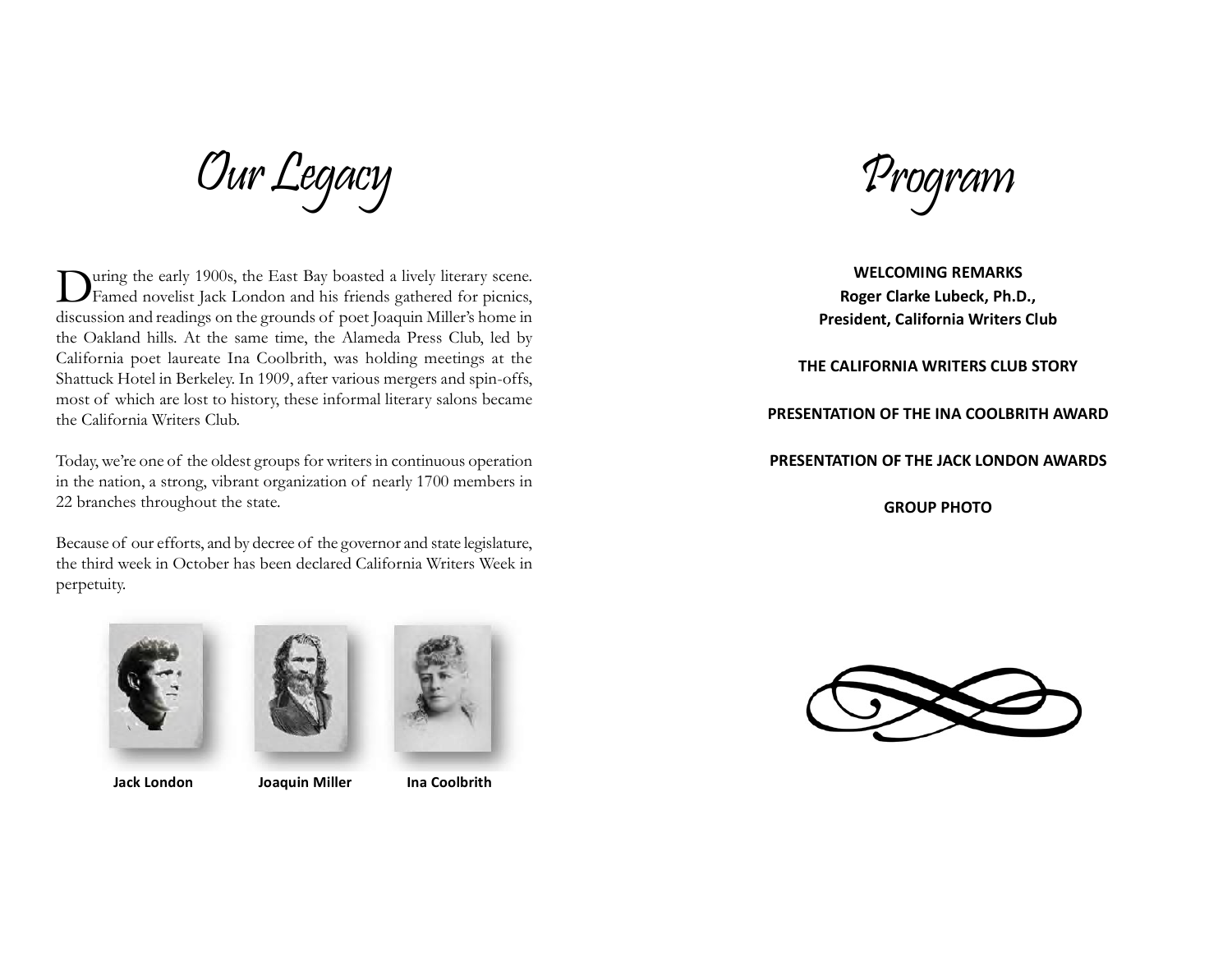# Our Legacy

During the early 1900s, the East Bay boasted a lively literary scene. Famed novelist Jack London and his friends gathered for picnics, discussion and readings on the grounds of poet Joaquin Miller's home in the Oakland hills. At the same time, the Alameda Press Club, led by California poet laureate Ina Coolbrith, was holding meetings at the Shattuck Hotel in Berkeley. In 1909, after various mergers and spin-offs, most of which are lost to history, these informal literary salons became the California Writers Club.

Today, we're one of the oldest groups for writers in continuous operation in the nation, a strong, vibrant organization of nearly 1700 members in 22 branches throughout the state.

Because of our efforts, and by decree of the governor and state legislature, the third week in October has been declared California Writers Week in perpetuity.

**Jack London** **Joaquin Miller** **Ina Coolbrith**

# Program

**WELCOMING REMARKS**
**Roger Clarke Lubeck, Ph.D.,**
**President, California Writers Club**

**THE CALIFORNIA WRITERS CLUB STORY**

**PRESENTATION OF THE INA COOLBRITH AWARD**

**PRESENTATION OF THE JACK LONDON AWARDS**

**GROUP PHOTO**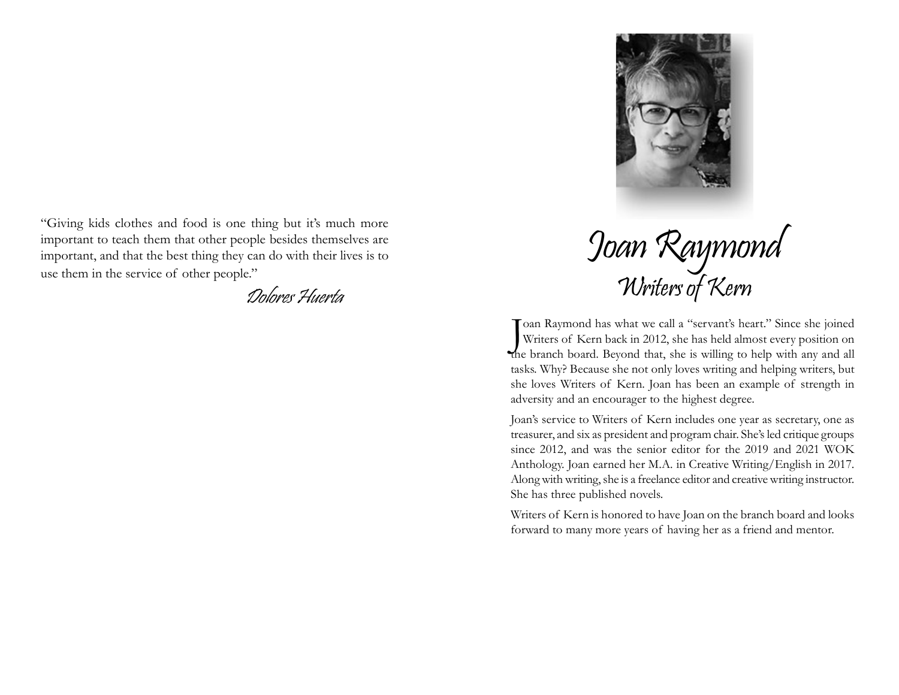"Giving kids clothes and food is one thing but it's much more important to teach them that other people besides themselves are important, and that the best thing they can do with their lives is to use them in the service of other people."

*Dolores Huerta*

# Joan Raymond

## Writers of Kern

Joan Raymond has what we call a "servant's heart." Since she joined Writers of Kern back in 2012, she has held almost every position on the branch board. Beyond that, she is willing to help with any and all tasks. Why? Because she not only loves writing and helping writers, but she loves Writers of Kern. Joan has been an example of strength in adversity and an encourager to the highest degree.

Joan's service to Writers of Kern includes one year as secretary, one as treasurer, and six as president and program chair. She's led critique groups since 2012, and was the senior editor for the 2019 and 2021 WOK Anthology. Joan earned her M.A. in Creative Writing/English in 2017. Along with writing, she is a freelance editor and creative writing instructor. She has three published novels.

Writers of Kern is honored to have Joan on the branch board and looks forward to many more years of having her as a friend and mentor.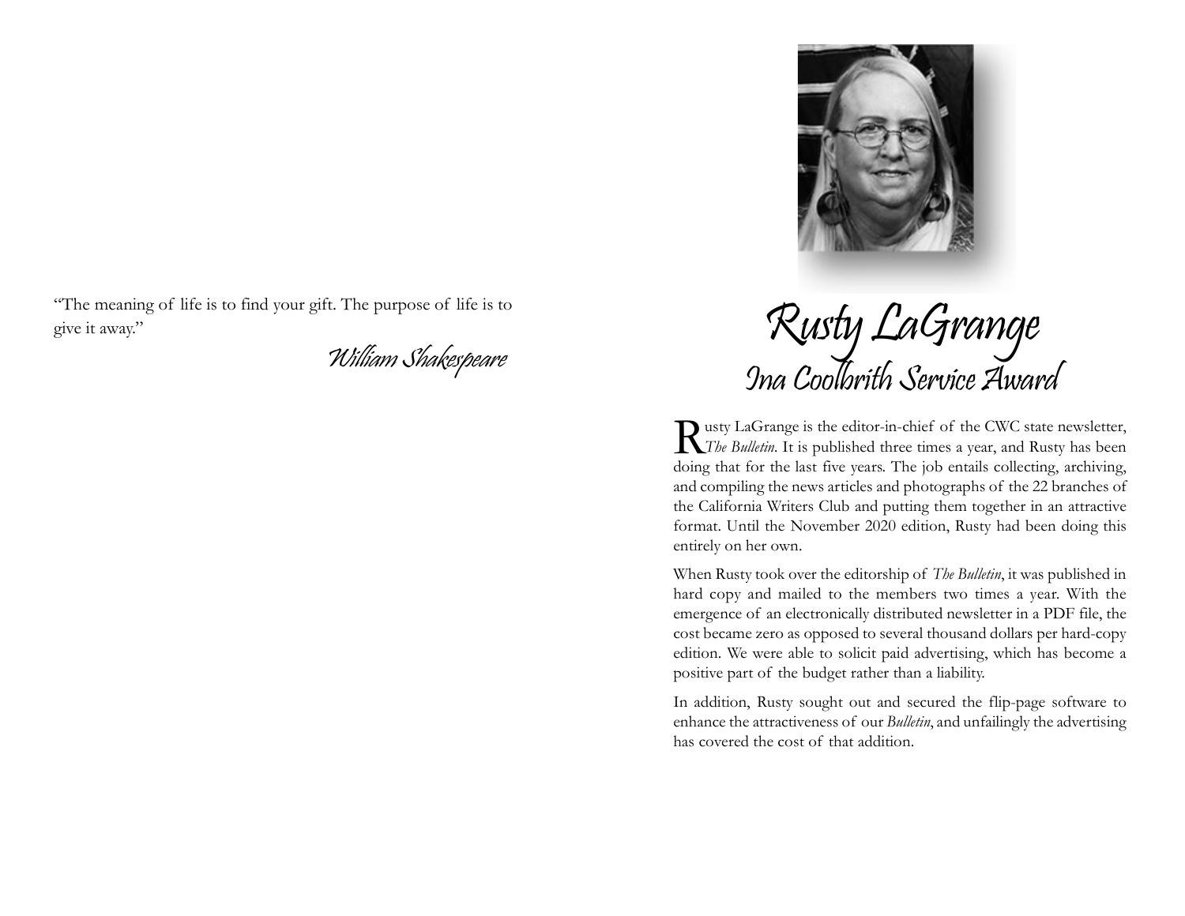"The meaning of life is to find your gift. The purpose of life is to give it away."

*William Shakespeare*

# Rusty LaGrange

## Ina Coolbrith Service Award

Rusty LaGrange is the editor-in-chief of the CWC state newsletter, *The Bulletin*. It is published three times a year, and Rusty has been doing that for the last five years. The job entails collecting, archiving, and compiling the news articles and photographs of the 22 branches of the California Writers Club and putting them together in an attractive format. Until the November 2020 edition, Rusty had been doing this entirely on her own.

When Rusty took over the editorship of *The Bulletin*, it was published in hard copy and mailed to the members two times a year. With the emergence of an electronically distributed newsletter in a PDF file, the cost became zero as opposed to several thousand dollars per hard-copy edition. We were able to solicit paid advertising, which has become a positive part of the budget rather than a liability.

In addition, Rusty sought out and secured the flip-page software to enhance the attractiveness of our *Bulletin*, and unfailingly the advertising has covered the cost of that addition.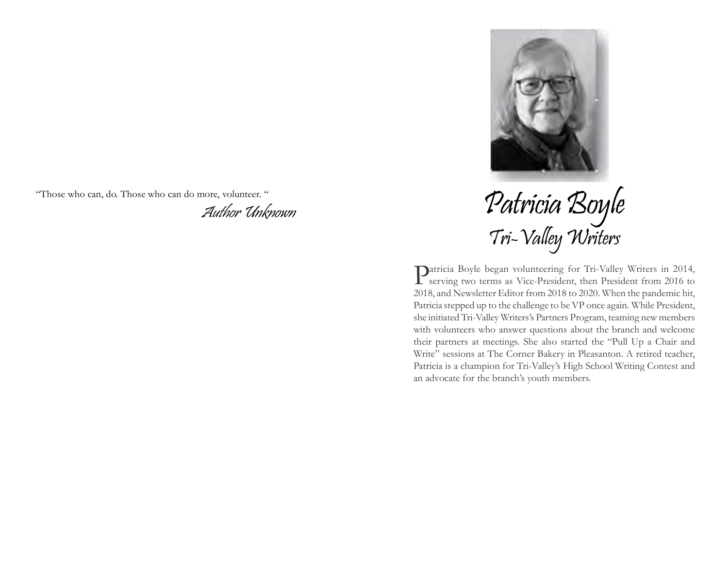"Those who can, do. Those who can do more, volunteer. "

*Author Unknown*

# Patricia Boyle

## Tri-Valley Writers

Patricia Boyle began volunteering for Tri-Valley Writers in 2014, serving two terms as Vice-President, then President from 2016 to 2018, and Newsletter Editor from 2018 to 2020. When the pandemic hit, Patricia stepped up to the challenge to be VP once again. While President, she initiated Tri-Valley Writers's Partners Program, teaming new members with volunteers who answer questions about the branch and welcome their partners at meetings. She also started the "Pull Up a Chair and Write" sessions at The Corner Bakery in Pleasanton. A retired teacher, Patricia is a champion for Tri-Valley's High School Writing Contest and an advocate for the branch's youth members.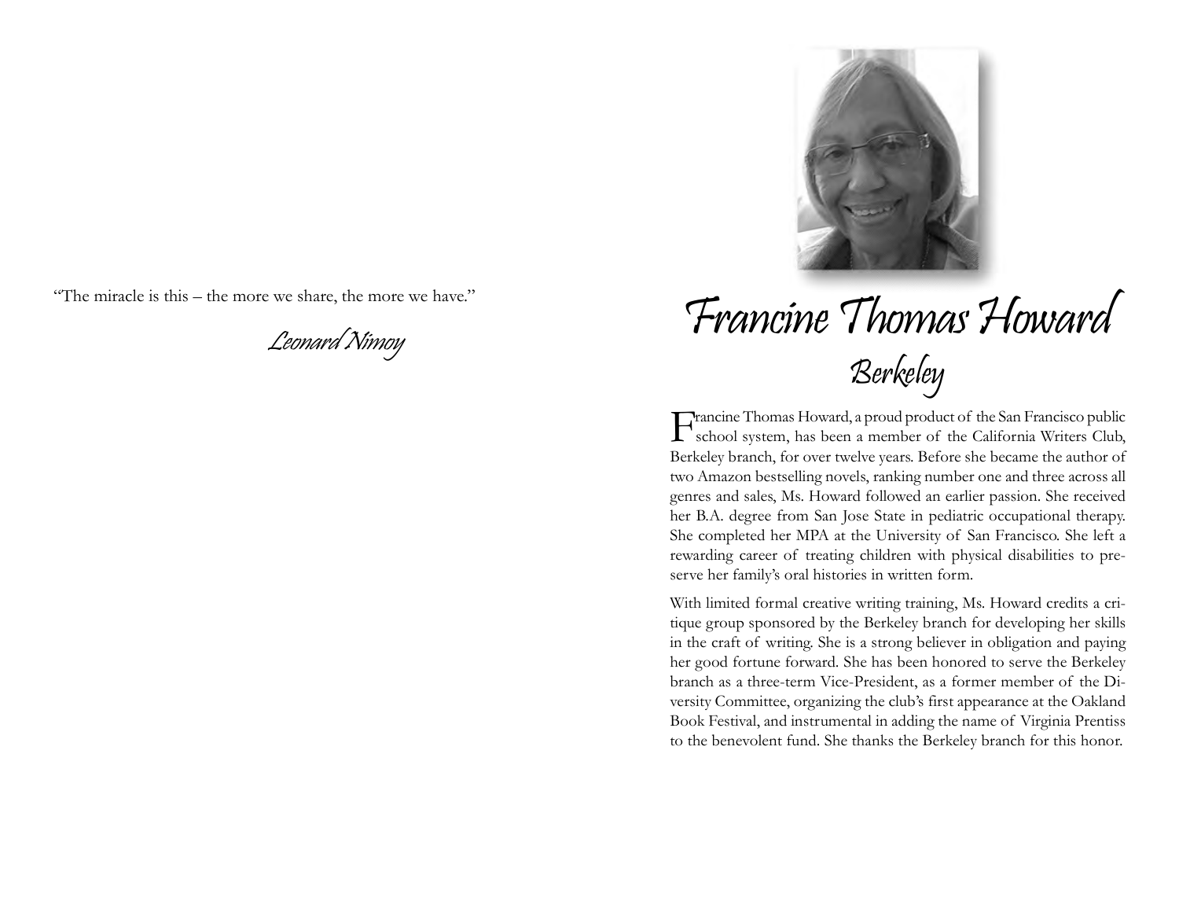"The miracle is this – the more we share, the more we have."

*Leonard Nimoy*

# Francine Thomas Howard

## Berkeley

Francine Thomas Howard, a proud product of the San Francisco public school system, has been a member of the California Writers Club, Berkeley branch, for over twelve years. Before she became the author of two Amazon bestselling novels, ranking number one and three across all genres and sales, Ms. Howard followed an earlier passion. She received her B.A. degree from San Jose State in pediatric occupational therapy. She completed her MPA at the University of San Francisco. She left a rewarding career of treating children with physical disabilities to preserve her family's oral histories in written form.

With limited formal creative writing training, Ms. Howard credits a critique group sponsored by the Berkeley branch for developing her skills in the craft of writing. She is a strong believer in obligation and paying her good fortune forward. She has been honored to serve the Berkeley branch as a three-term Vice-President, as a former member of the Diversity Committee, organizing the club's first appearance at the Oakland Book Festival, and instrumental in adding the name of Virginia Prentiss to the benevolent fund. She thanks the Berkeley branch for this honor.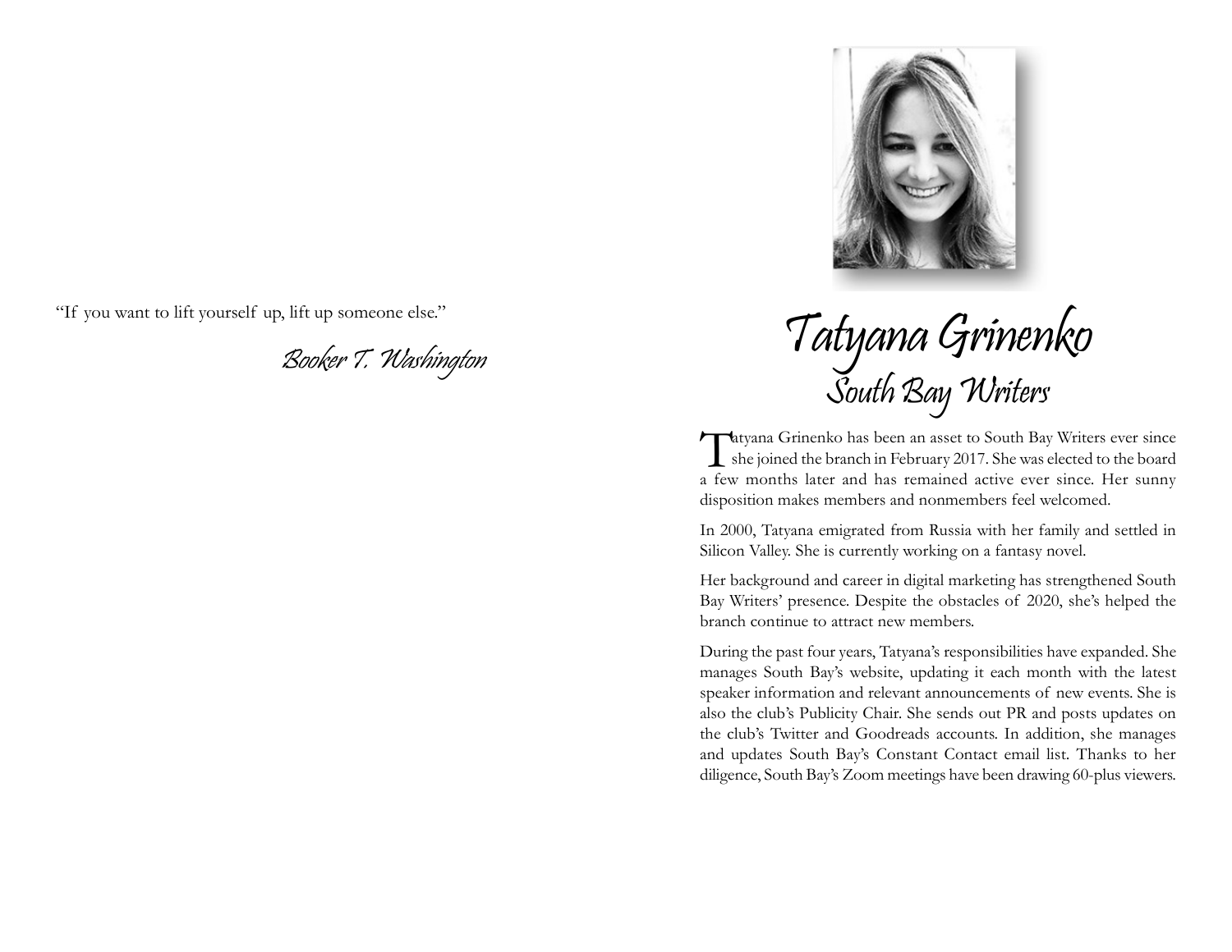"If you want to lift yourself up, lift up someone else."

*Booker T. Washington*

# Tatyana Grinenko

## South Bay Writers

Tatyana Grinenko has been an asset to South Bay Writers ever since she joined the branch in February 2017. She was elected to the board a few months later and has remained active ever since. Her sunny disposition makes members and nonmembers feel welcomed.

In 2000, Tatyana emigrated from Russia with her family and settled in Silicon Valley. She is currently working on a fantasy novel.

Her background and career in digital marketing has strengthened South Bay Writers' presence. Despite the obstacles of 2020, she's helped the branch continue to attract new members.

During the past four years, Tatyana's responsibilities have expanded. She manages South Bay's website, updating it each month with the latest speaker information and relevant announcements of new events. She is also the club's Publicity Chair. She sends out PR and posts updates on the club's Twitter and Goodreads accounts. In addition, she manages and updates South Bay's Constant Contact email list. Thanks to her diligence, South Bay's Zoom meetings have been drawing 60-plus viewers.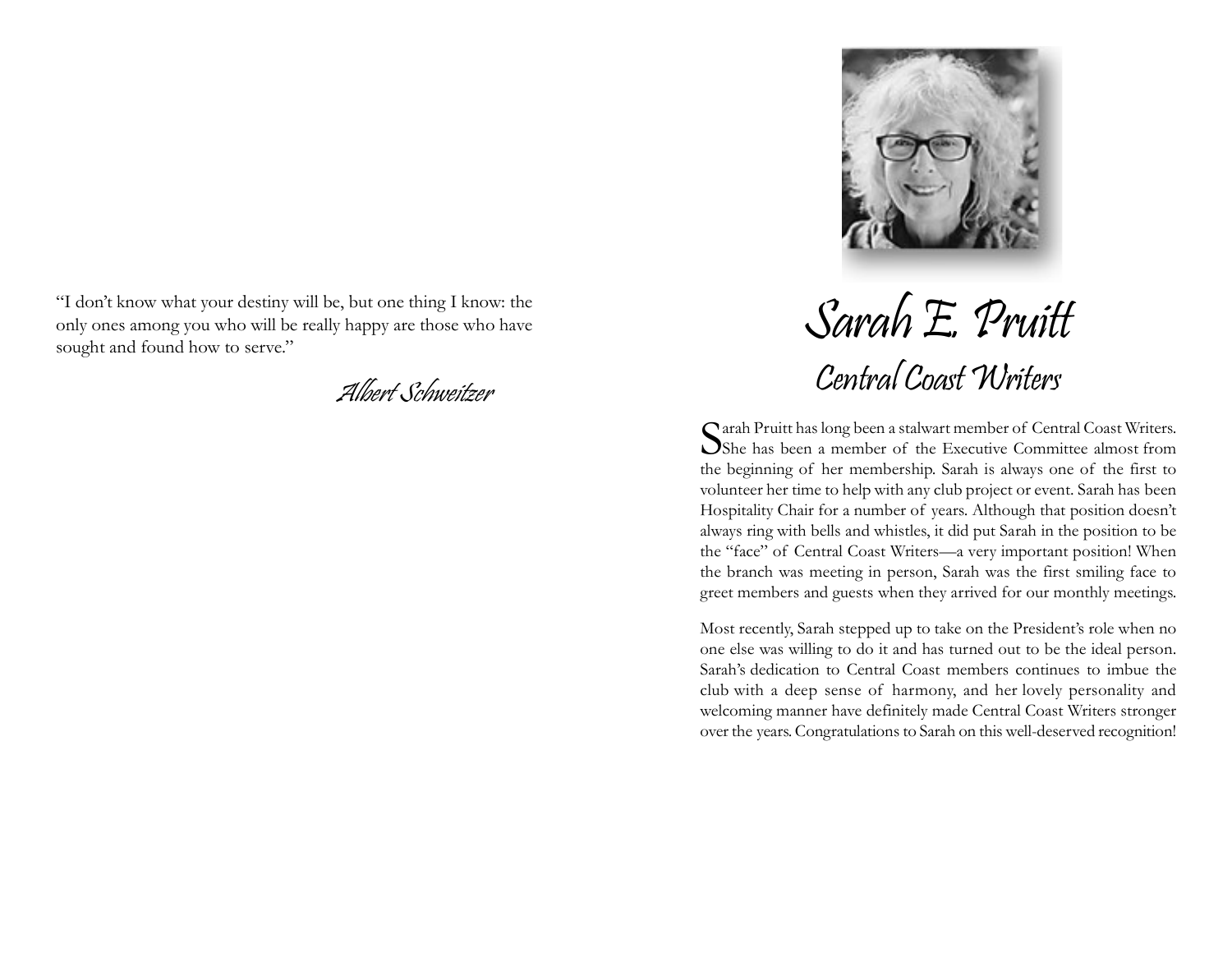"I don't know what your destiny will be, but one thing I know: the only ones among you who will be really happy are those who have sought and found how to serve."

*Albert Schweitzer*

# Sarah E. Pruitt

## Central Coast Writers

Sarah Pruitt has long been a stalwart member of Central Coast Writers. She has been a member of the Executive Committee almost from the beginning of her membership. Sarah is always one of the first to volunteer her time to help with any club project or event. Sarah has been Hospitality Chair for a number of years. Although that position doesn't always ring with bells and whistles, it did put Sarah in the position to be the "face" of Central Coast Writers—a very important position! When the branch was meeting in person, Sarah was the first smiling face to greet members and guests when they arrived for our monthly meetings.

Most recently, Sarah stepped up to take on the President's role when no one else was willing to do it and has turned out to be the ideal person. Sarah's dedication to Central Coast members continues to imbue the club with a deep sense of harmony, and her lovely personality and welcoming manner have definitely made Central Coast Writers stronger over the years. Congratulations to Sarah on this well-deserved recognition!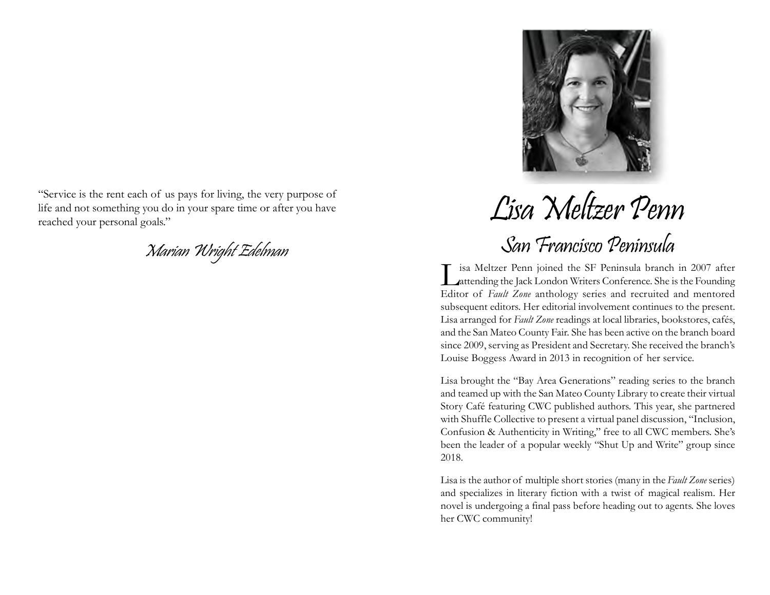"Service is the rent each of us pays for living, the very purpose of life and not something you do in your spare time or after you have reached your personal goals."

*Marian Wright Edelman*

# Lisa Meltzer Penn

## San Francisco Peninsula

Lisa Meltzer Penn joined the SF Peninsula branch in 2007 after attending the Jack London Writers Conference. She is the Founding Editor of *Fault Zone* anthology series and recruited and mentored subsequent editors. Her editorial involvement continues to the present. Lisa arranged for *Fault Zone* readings at local libraries, bookstores, cafés, and the San Mateo County Fair. She has been active on the branch board since 2009, serving as President and Secretary. She received the branch's Louise Boggess Award in 2013 in recognition of her service.

Lisa brought the "Bay Area Generations" reading series to the branch and teamed up with the San Mateo County Library to create their virtual Story Café featuring CWC published authors. This year, she partnered with Shuffle Collective to present a virtual panel discussion, "Inclusion, Confusion & Authenticity in Writing," free to all CWC members. She's been the leader of a popular weekly "Shut Up and Write" group since 2018.

Lisa is the author of multiple short stories (many in the *Fault Zone* series) and specializes in literary fiction with a twist of magical realism. Her novel is undergoing a final pass before heading out to agents. She loves her CWC community!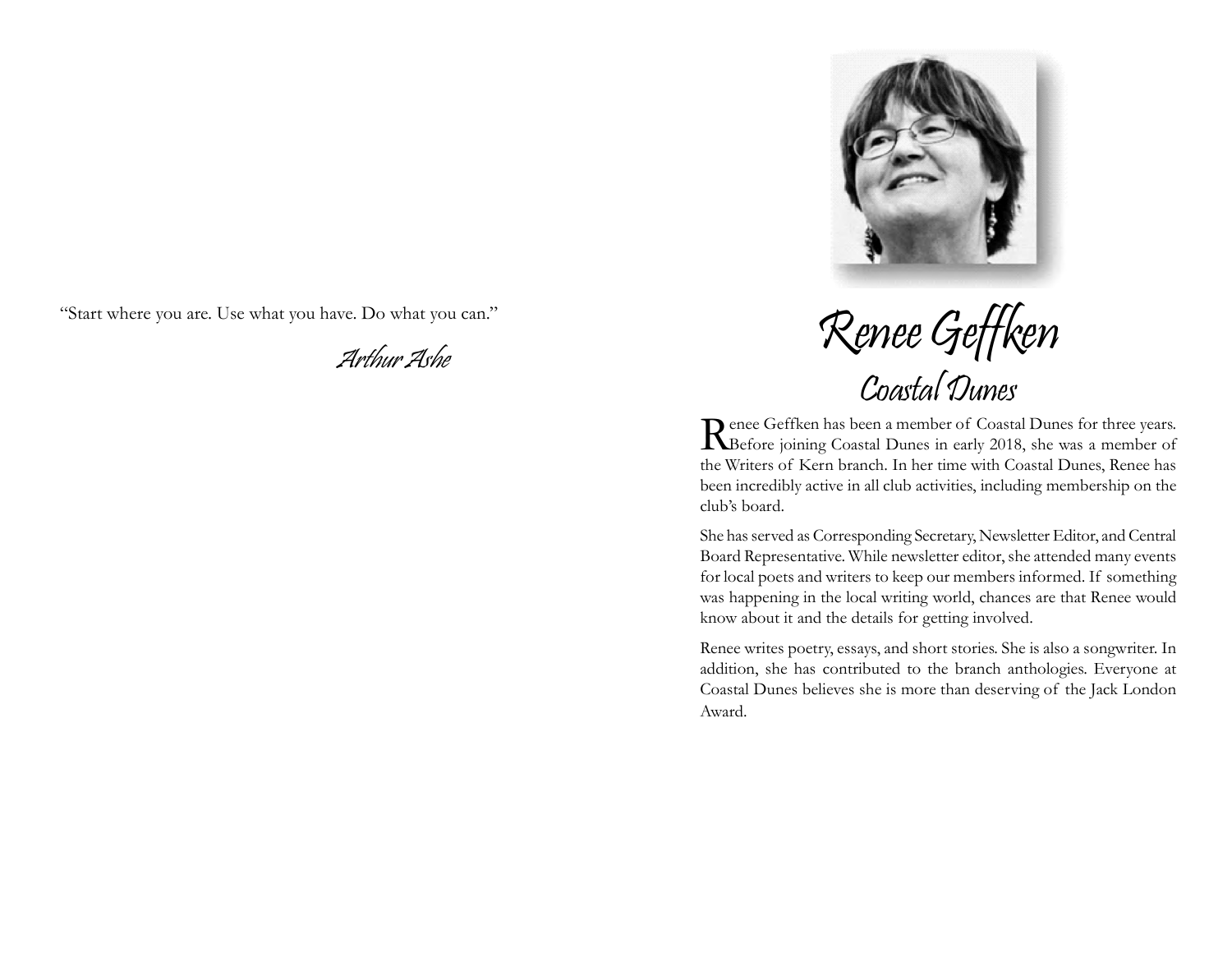"Start where you are. Use what you have. Do what you can."

*Arthur Ashe*

# Renee Geffken

## Coastal Dunes

Renee Geffken has been a member of Coastal Dunes for three years. Before joining Coastal Dunes in early 2018, she was a member of the Writers of Kern branch. In her time with Coastal Dunes, Renee has been incredibly active in all club activities, including membership on the club's board.

She has served as Corresponding Secretary, Newsletter Editor, and Central Board Representative. While newsletter editor, she attended many events for local poets and writers to keep our members informed. If something was happening in the local writing world, chances are that Renee would know about it and the details for getting involved.

Renee writes poetry, essays, and short stories. She is also a songwriter. In addition, she has contributed to the branch anthologies. Everyone at Coastal Dunes believes she is more than deserving of the Jack London Award.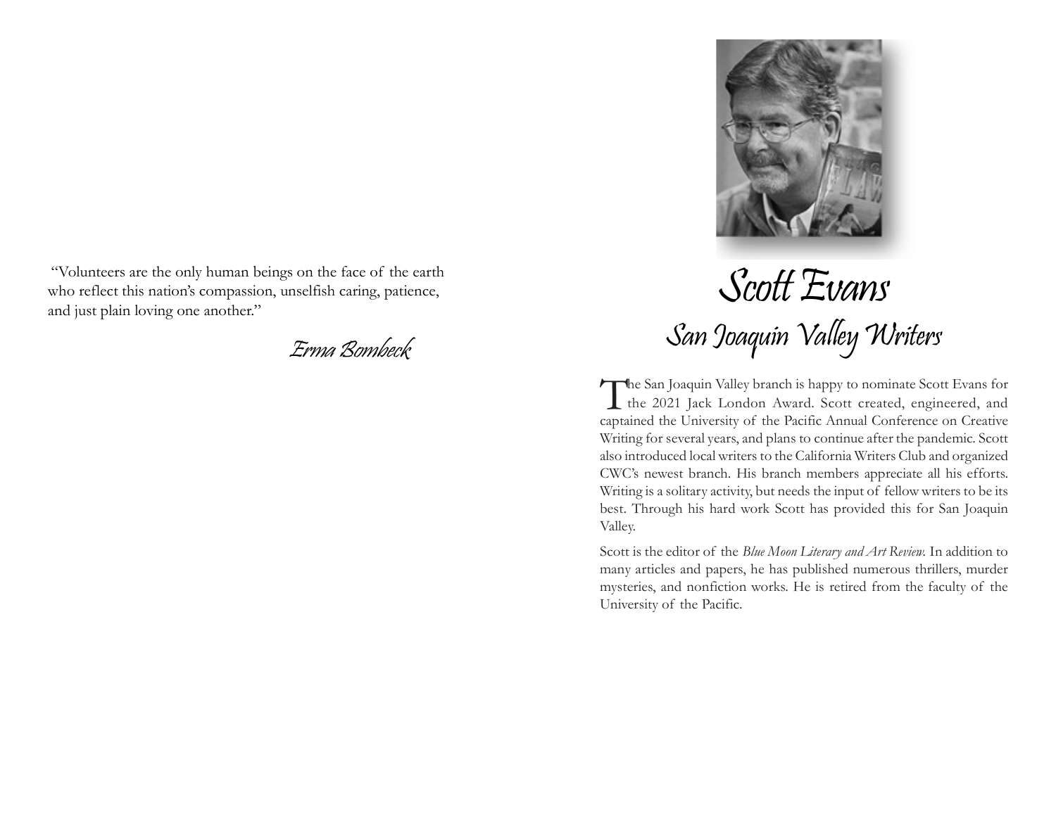"Volunteers are the only human beings on the face of the earth who reflect this nation's compassion, unselfish caring, patience, and just plain loving one another."

*Erma Bombeck*

# Scott Evans

## San Joaquin Valley Writers

The San Joaquin Valley branch is happy to nominate Scott Evans for the 2021 Jack London Award. Scott created, engineered, and captained the University of the Pacific Annual Conference on Creative Writing for several years, and plans to continue after the pandemic. Scott also introduced local writers to the California Writers Club and organized CWC's newest branch. His branch members appreciate all his efforts. Writing is a solitary activity, but needs the input of fellow writers to be its best. Through his hard work Scott has provided this for San Joaquin Valley.

Scott is the editor of the *Blue Moon Literary and Art Review.* In addition to many articles and papers, he has published numerous thrillers, murder mysteries, and nonfiction works. He is retired from the faculty of the University of the Pacific.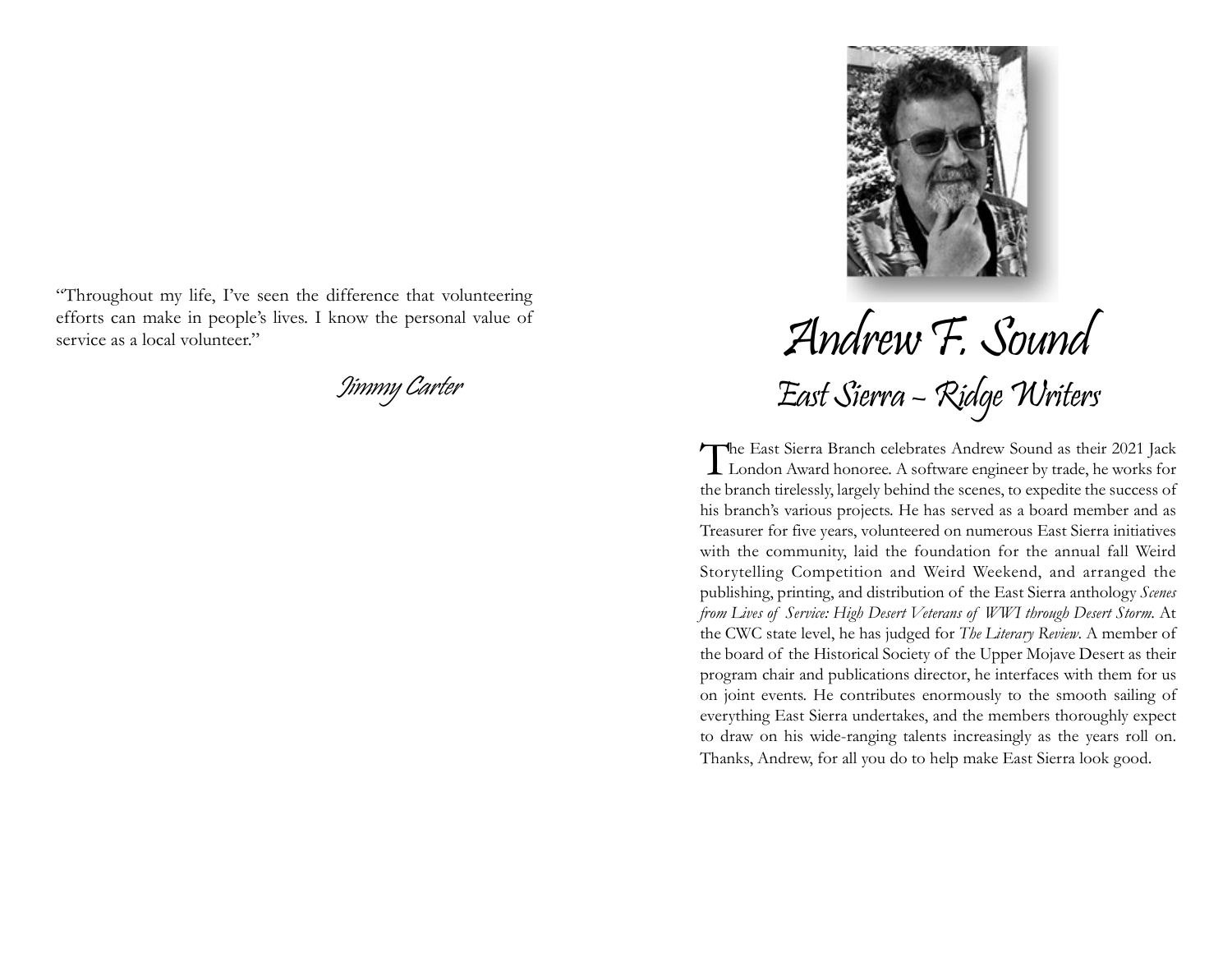"Throughout my life, I've seen the difference that volunteering efforts can make in people's lives. I know the personal value of service as a local volunteer."

*Jimmy Carter*

# Andrew F. Sound

## East Sierra – Ridge Writers

The East Sierra Branch celebrates Andrew Sound as their 2021 Jack London Award honoree. A software engineer by trade, he works for the branch tirelessly, largely behind the scenes, to expedite the success of his branch's various projects. He has served as a board member and as Treasurer for five years, volunteered on numerous East Sierra initiatives with the community, laid the foundation for the annual fall Weird Storytelling Competition and Weird Weekend, and arranged the publishing, printing, and distribution of the East Sierra anthology *Scenes from Lives of Service: High Desert Veterans of WWI through Desert Storm*. At the CWC state level, he has judged for *The Literary Review*. A member of the board of the Historical Society of the Upper Mojave Desert as their program chair and publications director, he interfaces with them for us on joint events. He contributes enormously to the smooth sailing of everything East Sierra undertakes, and the members thoroughly expect to draw on his wide-ranging talents increasingly as the years roll on. Thanks, Andrew, for all you do to help make East Sierra look good.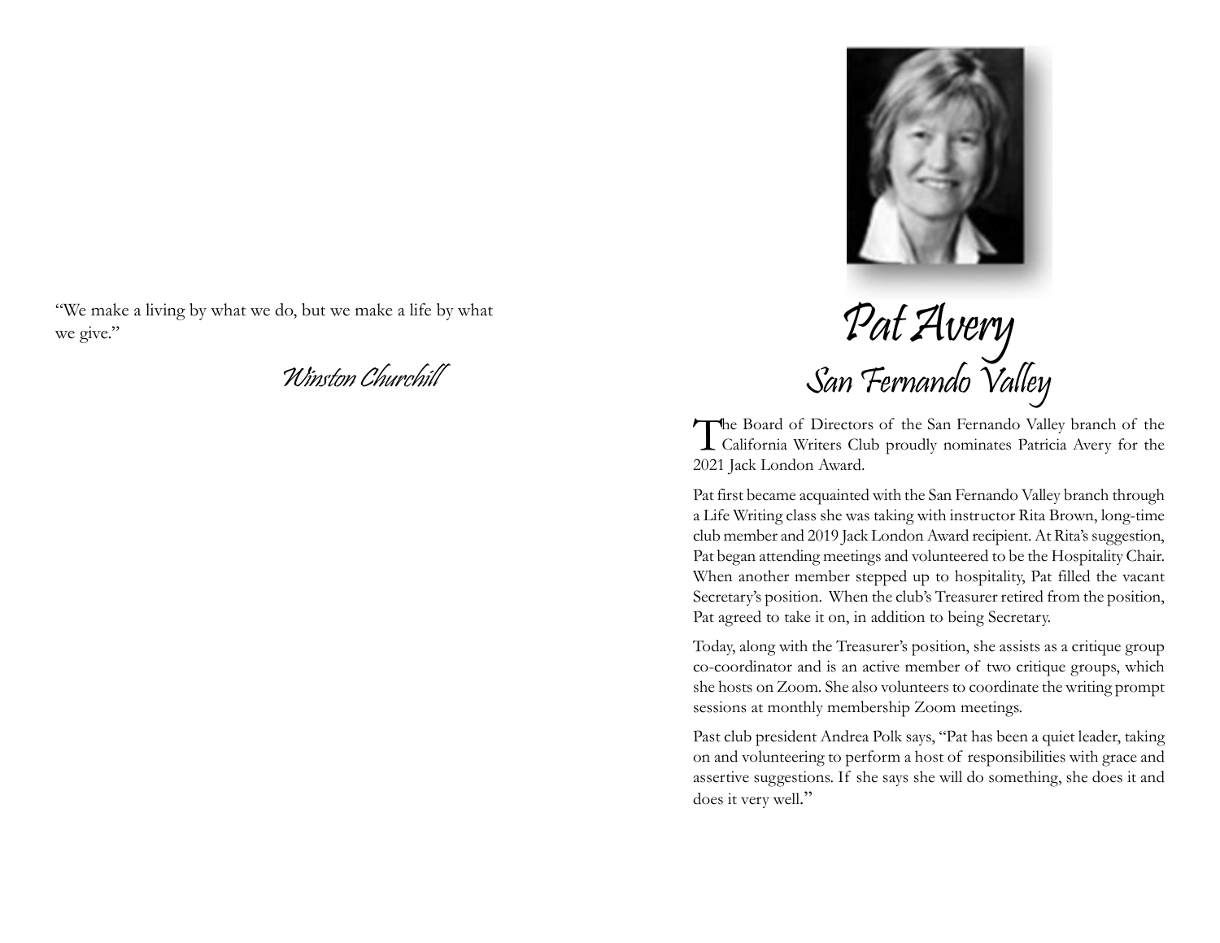"We make a living by what we do, but we make a life by what we give."

*Winston Churchill*

# Pat Avery
## San Fernando Valley

The Board of Directors of the San Fernando Valley branch of the California Writers Club proudly nominates Patricia Avery for the 2021 Jack London Award.

Pat first became acquainted with the San Fernando Valley branch through a Life Writing class she was taking with instructor Rita Brown, long-time club member and 2019 Jack London Award recipient. At Rita's suggestion, Pat began attending meetings and volunteered to be the Hospitality Chair. When another member stepped up to hospitality, Pat filled the vacant Secretary's position. When the club's Treasurer retired from the position, Pat agreed to take it on, in addition to being Secretary.

Today, along with the Treasurer's position, she assists as a critique group co-coordinator and is an active member of two critique groups, which she hosts on Zoom. She also volunteers to coordinate the writing prompt sessions at monthly membership Zoom meetings.

Past club president Andrea Polk says, "Pat has been a quiet leader, taking on and volunteering to perform a host of responsibilities with grace and assertive suggestions. If she says she will do something, she does it and does it very well."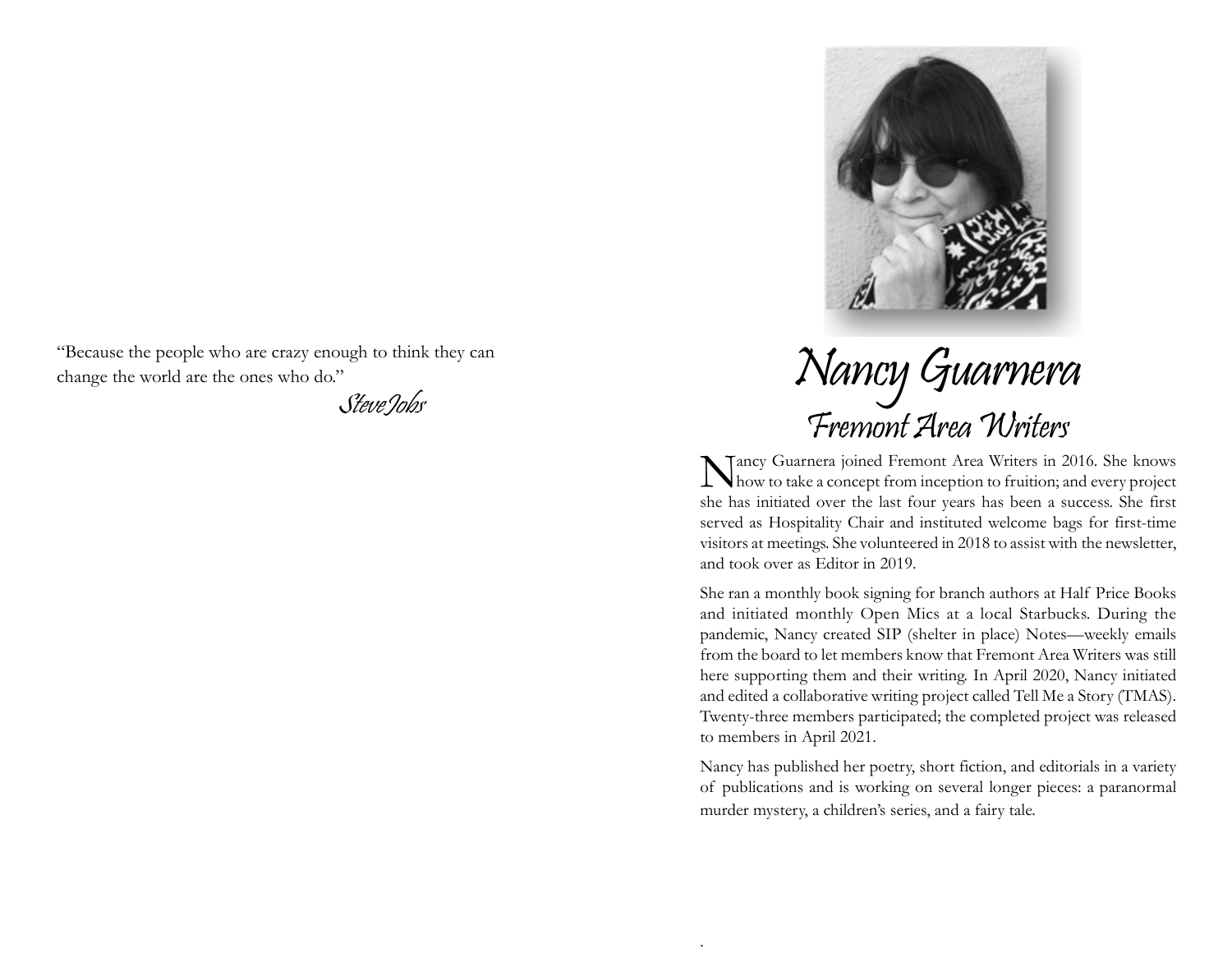"Because the people who are crazy enough to think they can change the world are the ones who do."

*Steve Jobs*

# Nancy Guarnera

## Fremont Area Writers

Nancy Guarnera joined Fremont Area Writers in 2016. She knows how to take a concept from inception to fruition; and every project she has initiated over the last four years has been a success. She first served as Hospitality Chair and instituted welcome bags for first-time visitors at meetings. She volunteered in 2018 to assist with the newsletter, and took over as Editor in 2019.

She ran a monthly book signing for branch authors at Half Price Books and initiated monthly Open Mics at a local Starbucks. During the pandemic, Nancy created SIP (shelter in place) Notes—weekly emails from the board to let members know that Fremont Area Writers was still here supporting them and their writing. In April 2020, Nancy initiated and edited a collaborative writing project called Tell Me a Story (TMAS). Twenty-three members participated; the completed project was released to members in April 2021.

Nancy has published her poetry, short fiction, and editorials in a variety of publications and is working on several longer pieces: a paranormal murder mystery, a children's series, and a fairy tale.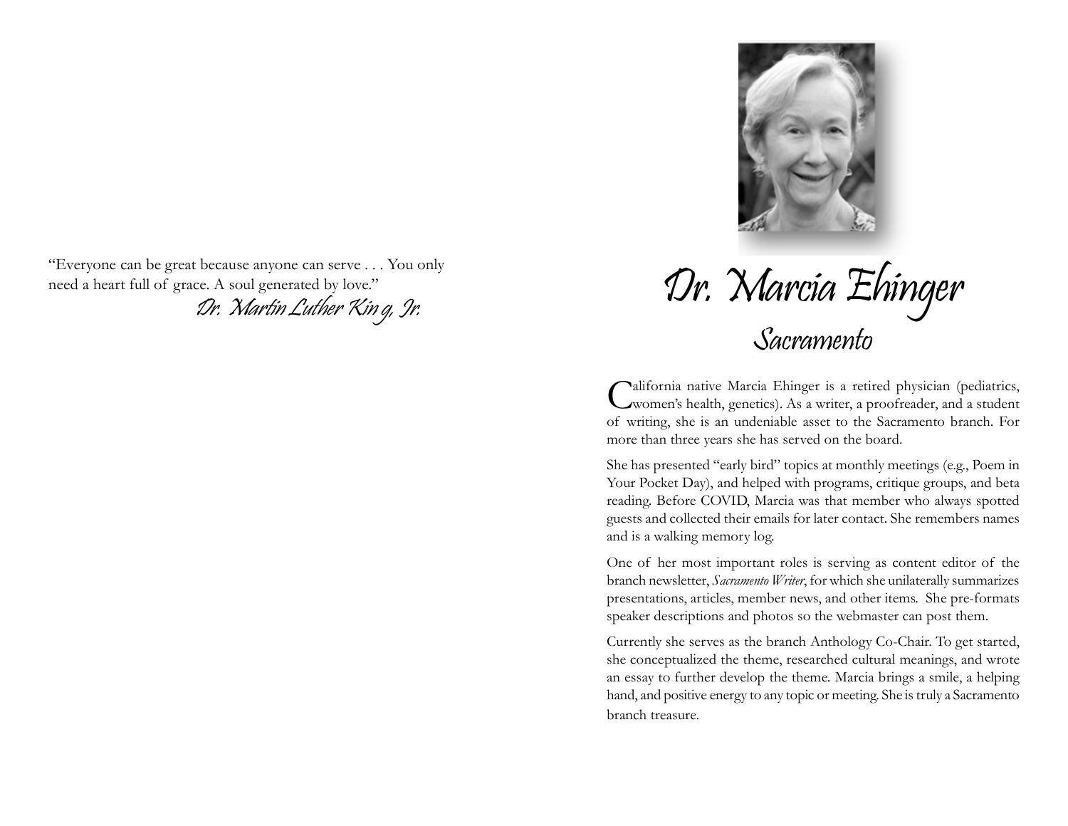"Everyone can be great because anyone can serve . . . You only need a heart full of grace. A soul generated by love."

*Dr. Martin Luther King, Jr.*

# Dr. Marcia Ehinger

## Sacramento

California native Marcia Ehinger is a retired physician (pediatrics, women's health, genetics). As a writer, a proofreader, and a student of writing, she is an undeniable asset to the Sacramento branch. For more than three years she has served on the board.

She has presented "early bird" topics at monthly meetings (e.g., Poem in Your Pocket Day), and helped with programs, critique groups, and beta reading. Before COVID, Marcia was that member who always spotted guests and collected their emails for later contact. She remembers names and is a walking memory log.

One of her most important roles is serving as content editor of the branch newsletter, *Sacramento Writer*, for which she unilaterally summarizes presentations, articles, member news, and other items. She pre-formats speaker descriptions and photos so the webmaster can post them.

Currently she serves as the branch Anthology Co-Chair. To get started, she conceptualized the theme, researched cultural meanings, and wrote an essay to further develop the theme. Marcia brings a smile, a helping hand, and positive energy to any topic or meeting. She is truly a Sacramento branch treasure.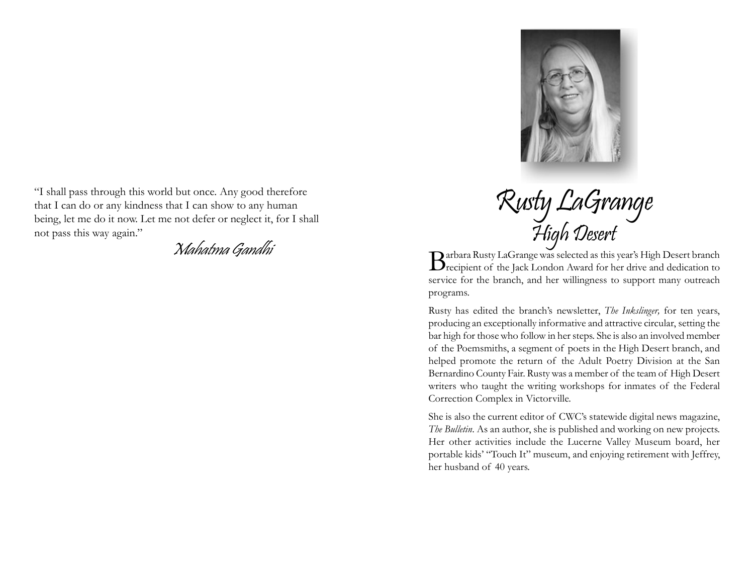"I shall pass through this world but once. Any good therefore that I can do or any kindness that I can show to any human being, let me do it now. Let me not defer or neglect it, for I shall not pass this way again."

*Mahatma Gandhi*

# Rusty LaGrange
## High Desert

Barbara Rusty LaGrange was selected as this year's High Desert branch recipient of the Jack London Award for her drive and dedication to service for the branch, and her willingness to support many outreach programs.

Rusty has edited the branch's newsletter, *The Inkslinger,* for ten years, producing an exceptionally informative and attractive circular, setting the bar high for those who follow in her steps. She is also an involved member of the Poemsmiths, a segment of poets in the High Desert branch, and helped promote the return of the Adult Poetry Division at the San Bernardino County Fair. Rusty was a member of the team of High Desert writers who taught the writing workshops for inmates of the Federal Correction Complex in Victorville.

She is also the current editor of CWC's statewide digital news magazine, *The Bulletin*. As an author, she is published and working on new projects. Her other activities include the Lucerne Valley Museum board, her portable kids' "Touch It" museum, and enjoying retirement with Jeffrey, her husband of 40 years.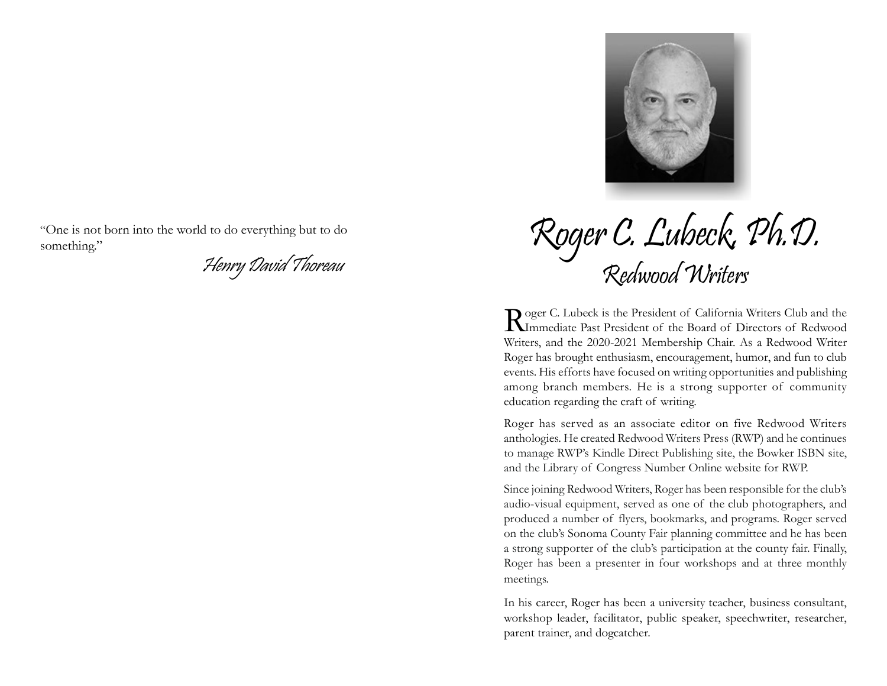"One is not born into the world to do everything but to do something."

*Henry David Thoreau*

# Roger C. Lubeck, Ph.D.

## Redwood Writers

Roger C. Lubeck is the President of California Writers Club and the Immediate Past President of the Board of Directors of Redwood Writers, and the 2020-2021 Membership Chair. As a Redwood Writer Roger has brought enthusiasm, encouragement, humor, and fun to club events. His efforts have focused on writing opportunities and publishing among branch members. He is a strong supporter of community education regarding the craft of writing.

Roger has served as an associate editor on five Redwood Writers anthologies. He created Redwood Writers Press (RWP) and he continues to manage RWP's Kindle Direct Publishing site, the Bowker ISBN site, and the Library of Congress Number Online website for RWP.

Since joining Redwood Writers, Roger has been responsible for the club's audio-visual equipment, served as one of the club photographers, and produced a number of flyers, bookmarks, and programs. Roger served on the club's Sonoma County Fair planning committee and he has been a strong supporter of the club's participation at the county fair. Finally, Roger has been a presenter in four workshops and at three monthly meetings.

In his career, Roger has been a university teacher, business consultant, workshop leader, facilitator, public speaker, speechwriter, researcher, parent trainer, and dogcatcher.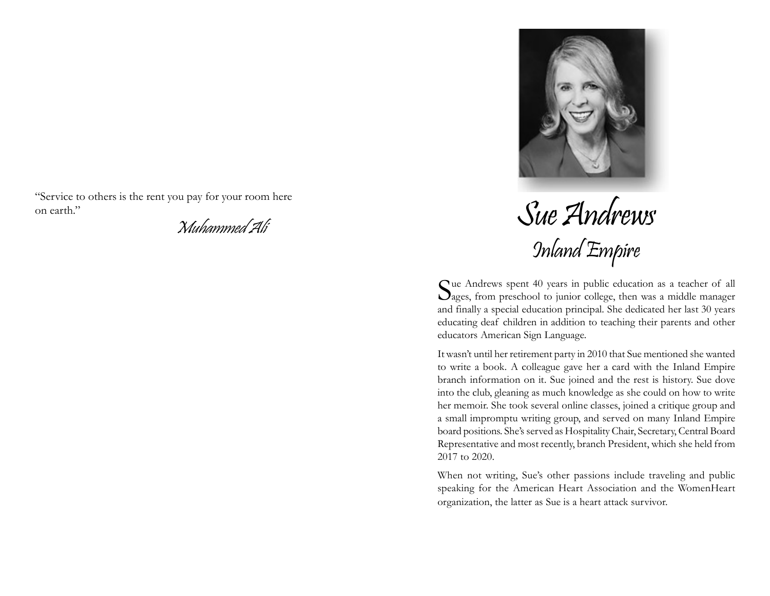"Service to others is the rent you pay for your room here on earth."

*Muhammed Ali*

# Sue Andrews

## Inland Empire

Sue Andrews spent 40 years in public education as a teacher of all ages, from preschool to junior college, then was a middle manager and finally a special education principal. She dedicated her last 30 years educating deaf children in addition to teaching their parents and other educators American Sign Language.

It wasn't until her retirement party in 2010 that Sue mentioned she wanted to write a book. A colleague gave her a card with the Inland Empire branch information on it. Sue joined and the rest is history. Sue dove into the club, gleaning as much knowledge as she could on how to write her memoir. She took several online classes, joined a critique group and a small impromptu writing group, and served on many Inland Empire board positions. She's served as Hospitality Chair, Secretary, Central Board Representative and most recently, branch President, which she held from 2017 to 2020.

When not writing, Sue's other passions include traveling and public speaking for the American Heart Association and the WomenHeart organization, the latter as Sue is a heart attack survivor.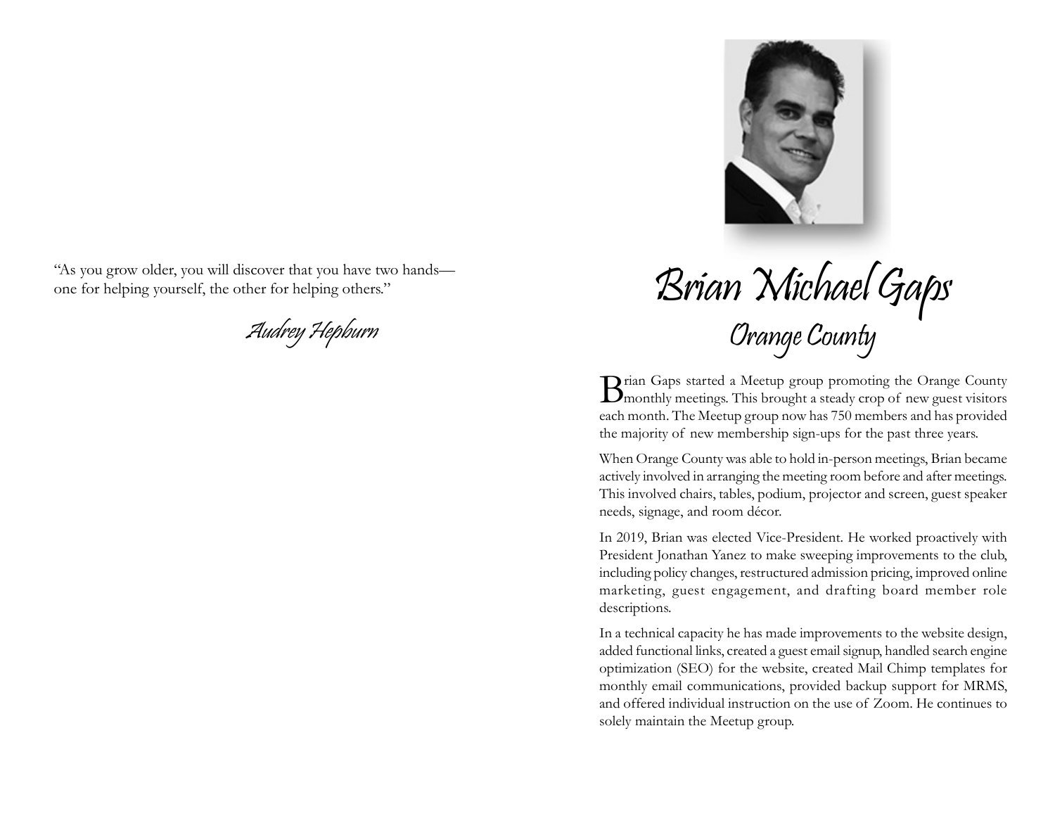"As you grow older, you will discover that you have two hands—one for helping yourself, the other for helping others."

*Audrey Hepburn*

# Brian Michael Gaps

## Orange County

Brian Gaps started a Meetup group promoting the Orange County monthly meetings. This brought a steady crop of new guest visitors each month. The Meetup group now has 750 members and has provided the majority of new membership sign-ups for the past three years.

When Orange County was able to hold in-person meetings, Brian became actively involved in arranging the meeting room before and after meetings. This involved chairs, tables, podium, projector and screen, guest speaker needs, signage, and room décor.

In 2019, Brian was elected Vice-President. He worked proactively with President Jonathan Yanez to make sweeping improvements to the club, including policy changes, restructured admission pricing, improved online marketing, guest engagement, and drafting board member role descriptions.

In a technical capacity he has made improvements to the website design, added functional links, created a guest email signup, handled search engine optimization (SEO) for the website, created Mail Chimp templates for monthly email communications, provided backup support for MRMS, and offered individual instruction on the use of Zoom. He continues to solely maintain the Meetup group.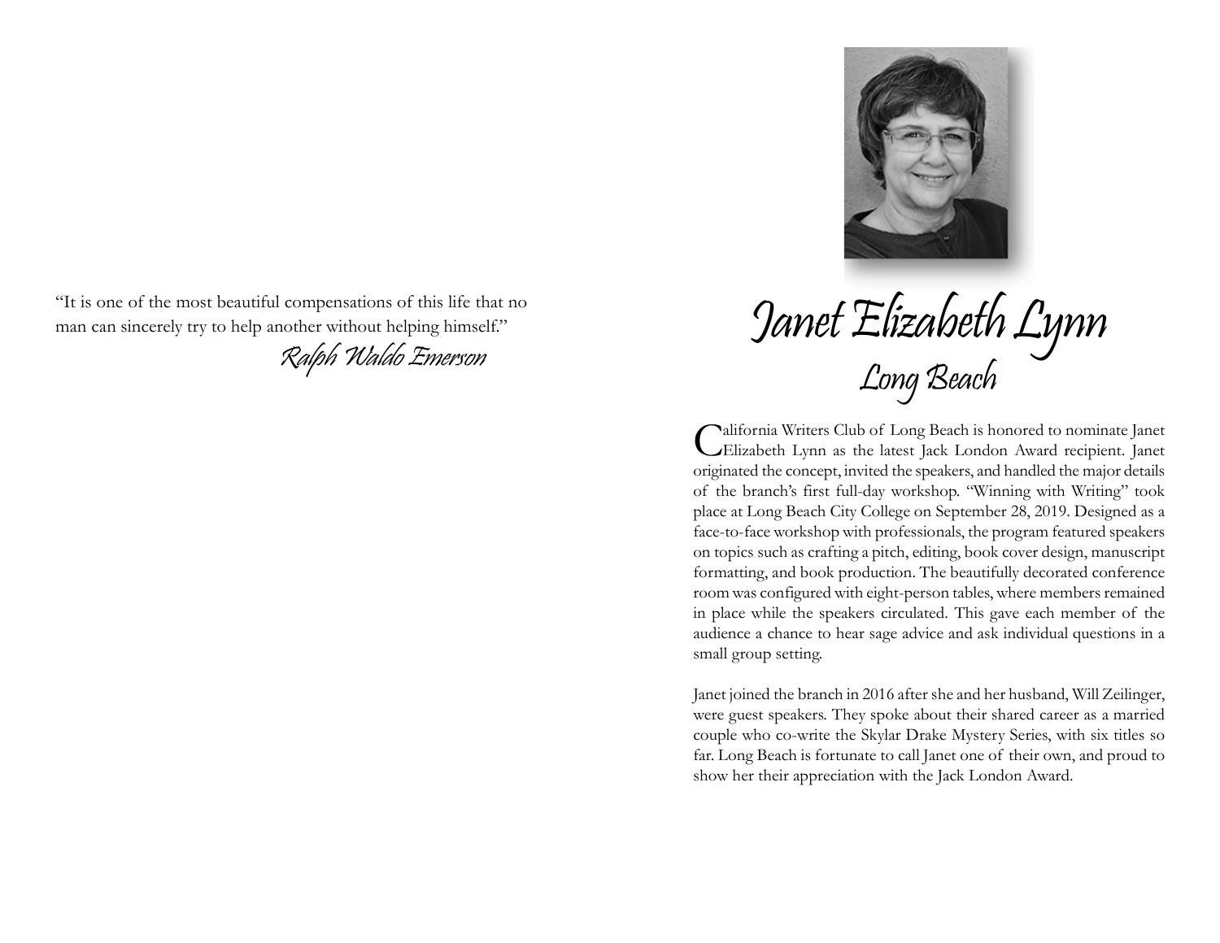"It is one of the most beautiful compensations of this life that no man can sincerely try to help another without helping himself."

*Ralph Waldo Emerson*

# Janet Elizabeth Lynn

## Long Beach

California Writers Club of Long Beach is honored to nominate Janet Elizabeth Lynn as the latest Jack London Award recipient. Janet originated the concept, invited the speakers, and handled the major details of the branch's first full-day workshop. "Winning with Writing" took place at Long Beach City College on September 28, 2019. Designed as a face-to-face workshop with professionals, the program featured speakers on topics such as crafting a pitch, editing, book cover design, manuscript formatting, and book production. The beautifully decorated conference room was configured with eight-person tables, where members remained in place while the speakers circulated. This gave each member of the audience a chance to hear sage advice and ask individual questions in a small group setting.

Janet joined the branch in 2016 after she and her husband, Will Zeilinger, were guest speakers. They spoke about their shared career as a married couple who co-write the Skylar Drake Mystery Series, with six titles so far. Long Beach is fortunate to call Janet one of their own, and proud to show her their appreciation with the Jack London Award.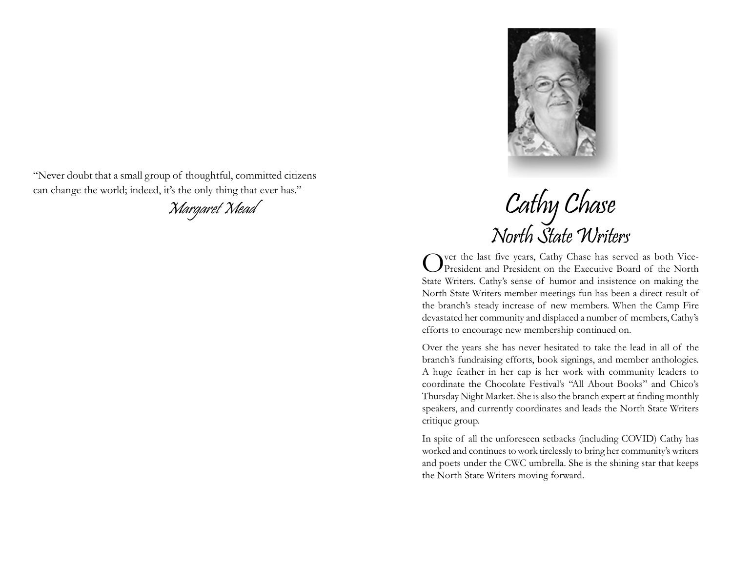"Never doubt that a small group of thoughtful, committed citizens can change the world; indeed, it's the only thing that ever has."

*Margaret Mead*

# Cathy Chase

## North State Writers

Over the last five years, Cathy Chase has served as both Vice-President and President on the Executive Board of the North State Writers. Cathy's sense of humor and insistence on making the North State Writers member meetings fun has been a direct result of the branch's steady increase of new members. When the Camp Fire devastated her community and displaced a number of members, Cathy's efforts to encourage new membership continued on.

Over the years she has never hesitated to take the lead in all of the branch's fundraising efforts, book signings, and member anthologies. A huge feather in her cap is her work with community leaders to coordinate the Chocolate Festival's "All About Books" and Chico's Thursday Night Market. She is also the branch expert at finding monthly speakers, and currently coordinates and leads the North State Writers critique group.

In spite of all the unforeseen setbacks (including COVID) Cathy has worked and continues to work tirelessly to bring her community's writers and poets under the CWC umbrella. She is the shining star that keeps the North State Writers moving forward.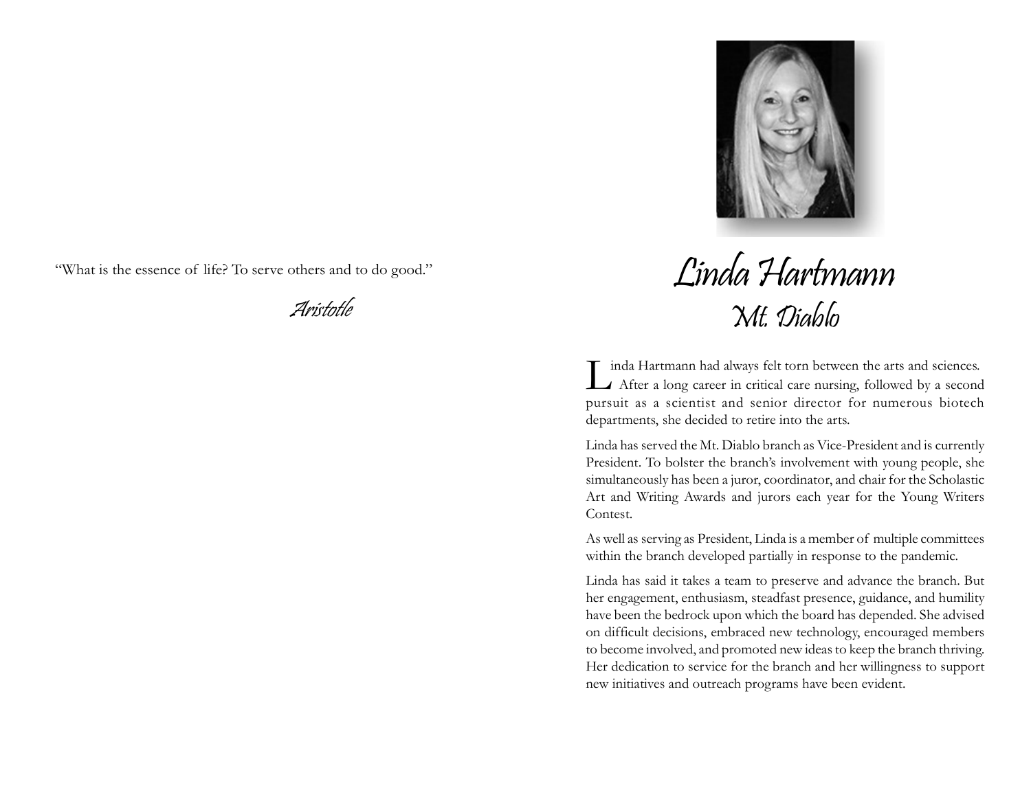"What is the essence of life? To serve others and to do good."

*Aristotle*

# Linda Hartmann

## Mt. Diablo

Linda Hartmann had always felt torn between the arts and sciences. After a long career in critical care nursing, followed by a second pursuit as a scientist and senior director for numerous biotech departments, she decided to retire into the arts.

Linda has served the Mt. Diablo branch as Vice-President and is currently President. To bolster the branch's involvement with young people, she simultaneously has been a juror, coordinator, and chair for the Scholastic Art and Writing Awards and jurors each year for the Young Writers Contest.

As well as serving as President, Linda is a member of multiple committees within the branch developed partially in response to the pandemic.

Linda has said it takes a team to preserve and advance the branch. But her engagement, enthusiasm, steadfast presence, guidance, and humility have been the bedrock upon which the board has depended. She advised on difficult decisions, embraced new technology, encouraged members to become involved, and promoted new ideas to keep the branch thriving. Her dedication to service for the branch and her willingness to support new initiatives and outreach programs have been evident.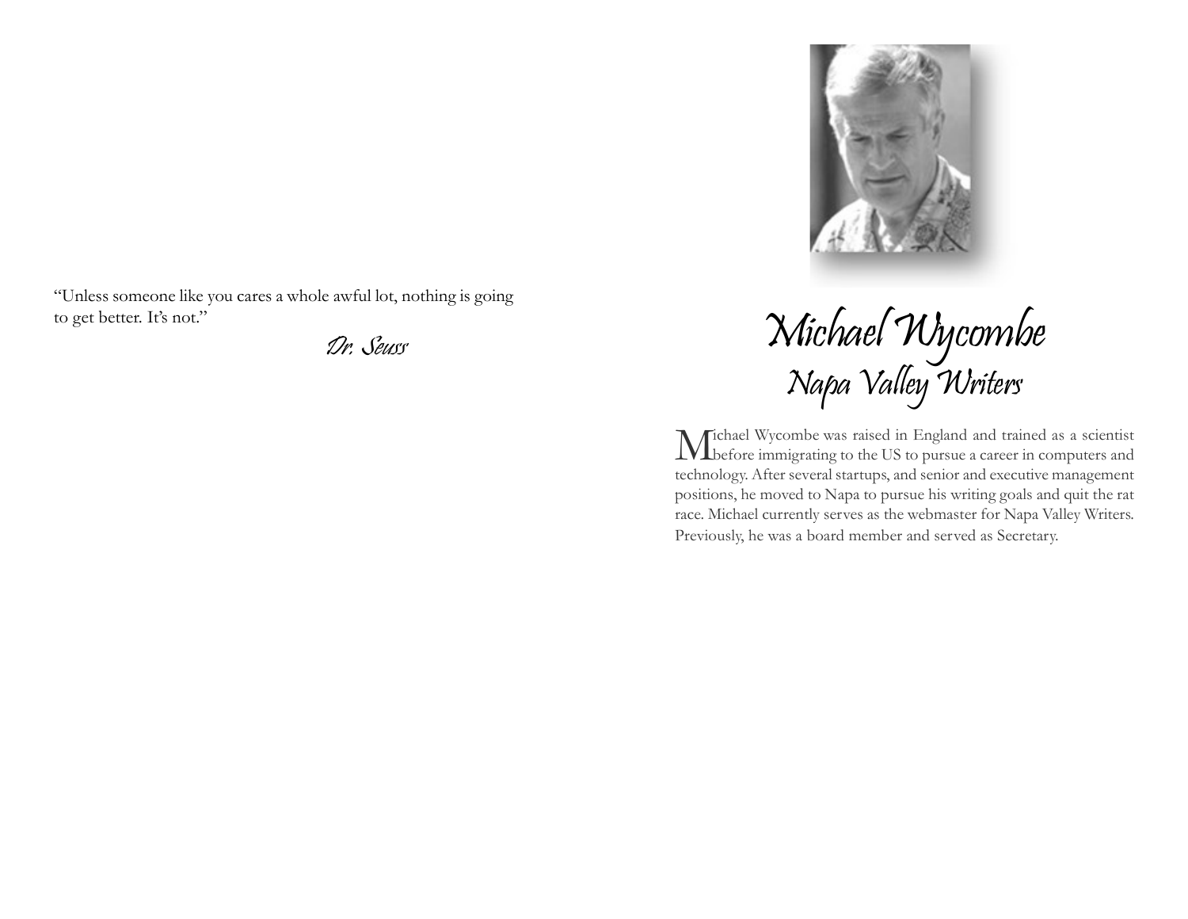"Unless someone like you cares a whole awful lot, nothing is going to get better. It's not."

*Dr. Seuss*

# Michael Wycombe

## Napa Valley Writers

Michael Wycombe was raised in England and trained as a scientist before immigrating to the US to pursue a career in computers and technology. After several startups, and senior and executive management positions, he moved to Napa to pursue his writing goals and quit the rat race. Michael currently serves as the webmaster for Napa Valley Writers. Previously, he was a board member and served as Secretary.